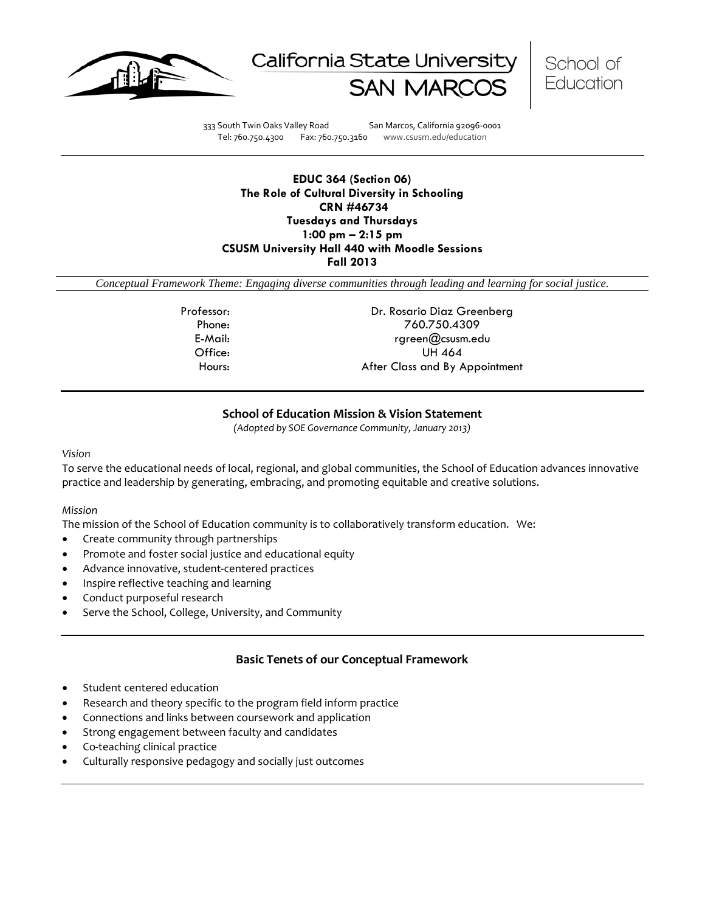California State University SAN MARCOS | School of Education

333 South Twin Oaks Valley Road San Marcos, California 92096-0001
Tel: 760.750.4300 Fax: 760.750.3160 www.csusm.edu/education

**EDUC 364 (Section 06)**
**The Role of Cultural Diversity in Schooling**
**CRN #46734**
**Tuesdays and Thursdays**
**1:00 pm – 2:15 pm**
**CSUSM University Hall 440 with Moodle Sessions**
**Fall 2013**

*Conceptual Framework Theme: Engaging diverse communities through leading and learning for social justice.*

| | |
|---|---|
| Professor: | Dr. Rosario Diaz Greenberg |
| Phone: | 760.750.4309 |
| E-Mail: | rgreen@csusm.edu |
| Office: | UH 464 |
| Hours: | After Class and By Appointment |

## School of Education Mission & Vision Statement

*(Adopted by SOE Governance Community, January 2013)*

*Vision*

To serve the educational needs of local, regional, and global communities, the School of Education advances innovative practice and leadership by generating, embracing, and promoting equitable and creative solutions.

*Mission*

The mission of the School of Education community is to collaboratively transform education. We:

- Create community through partnerships
- Promote and foster social justice and educational equity
- Advance innovative, student-centered practices
- Inspire reflective teaching and learning
- Conduct purposeful research
- Serve the School, College, University, and Community

## Basic Tenets of our Conceptual Framework

- Student centered education
- Research and theory specific to the program field inform practice
- Connections and links between coursework and application
- Strong engagement between faculty and candidates
- Co-teaching clinical practice
- Culturally responsive pedagogy and socially just outcomes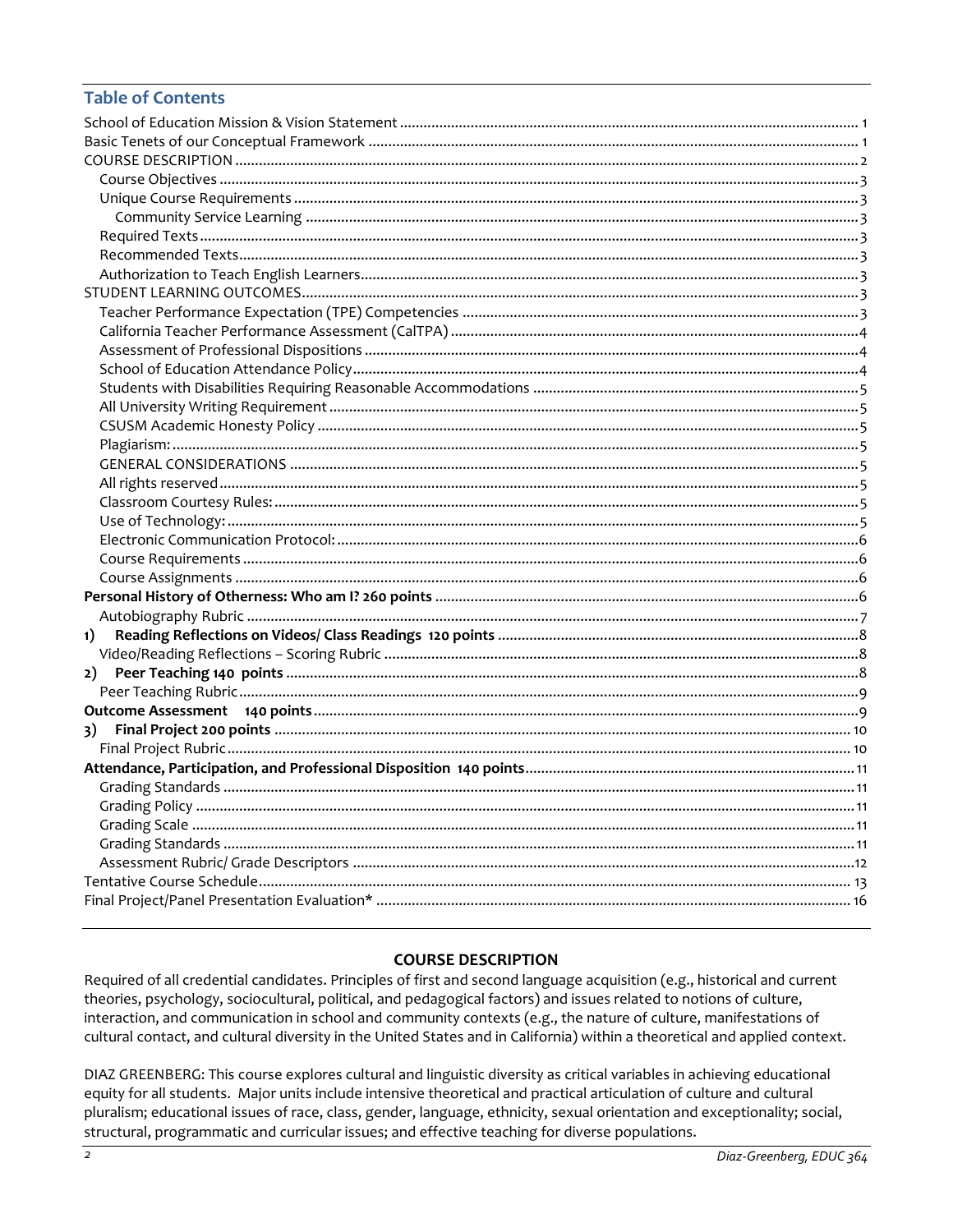## Table of Contents

School of Education Mission & Vision Statement ..... 1
Basic Tenets of our Conceptual Framework ..... 1
COURSE DESCRIPTION ..... 2
- Course Objectives ..... 3
- Unique Course Requirements ..... 3
  - Community Service Learning ..... 3
- Required Texts ..... 3
- Recommended Texts ..... 3
- Authorization to Teach English Learners ..... 3

STUDENT LEARNING OUTCOMES ..... 3
- Teacher Performance Expectation (TPE) Competencies ..... 3
- California Teacher Performance Assessment (CalTPA) ..... 4
- Assessment of Professional Dispositions ..... 4
- School of Education Attendance Policy ..... 4
- Students with Disabilities Requiring Reasonable Accommodations ..... 5
- All University Writing Requirement ..... 5
- CSUSM Academic Honesty Policy ..... 5
- Plagiarism: ..... 5
- GENERAL CONSIDERATIONS ..... 5
- All rights reserved ..... 5
- Classroom Courtesy Rules: ..... 5
- Use of Technology: ..... 5
- Electronic Communication Protocol: ..... 6
- Course Requirements ..... 6
- Course Assignments ..... 6

**Personal History of Otherness: Who am I? 260 points** ..... 6
- Autobiography Rubric ..... 7

**1) Reading Reflections on Videos/ Class Readings 120 points** ..... 8
- Video/Reading Reflections – Scoring Rubric ..... 8

**2) Peer Teaching 140 points** ..... 8
- Peer Teaching Rubric ..... 9

**Outcome Assessment 140 points** ..... 9

**3) Final Project 200 points** ..... 10
- Final Project Rubric ..... 10

**Attendance, Participation, and Professional Disposition 140 points** ..... 11
- Grading Standards ..... 11
- Grading Policy ..... 11
- Grading Scale ..... 11
- Grading Standards ..... 11
- Assessment Rubric/ Grade Descriptors ..... 12

Tentative Course Schedule ..... 13
Final Project/Panel Presentation Evaluation* ..... 16

## COURSE DESCRIPTION

Required of all credential candidates. Principles of first and second language acquisition (e.g., historical and current theories, psychology, sociocultural, political, and pedagogical factors) and issues related to notions of culture, interaction, and communication in school and community contexts (e.g., the nature of culture, manifestations of cultural contact, and cultural diversity in the United States and in California) within a theoretical and applied context.

DIAZ GREENBERG: This course explores cultural and linguistic diversity as critical variables in achieving educational equity for all students. Major units include intensive theoretical and practical articulation of culture and cultural pluralism; educational issues of race, class, gender, language, ethnicity, sexual orientation and exceptionality; social, structural, programmatic and curricular issues; and effective teaching for diverse populations.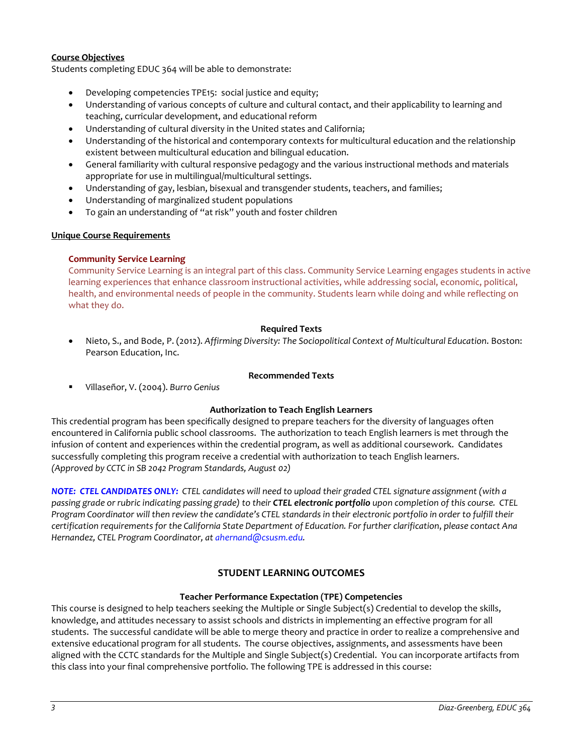**Course Objectives**

Students completing EDUC 364 will be able to demonstrate:

- Developing competencies TPE15: social justice and equity;
- Understanding of various concepts of culture and cultural contact, and their applicability to learning and teaching, curricular development, and educational reform
- Understanding of cultural diversity in the United states and California;
- Understanding of the historical and contemporary contexts for multicultural education and the relationship existent between multicultural education and bilingual education.
- General familiarity with cultural responsive pedagogy and the various instructional methods and materials appropriate for use in multilingual/multicultural settings.
- Understanding of gay, lesbian, bisexual and transgender students, teachers, and families;
- Understanding of marginalized student populations
- To gain an understanding of "at risk" youth and foster children

**Unique Course Requirements**

**Community Service Learning**

Community Service Learning is an integral part of this class. Community Service Learning engages students in active learning experiences that enhance classroom instructional activities, while addressing social, economic, political, health, and environmental needs of people in the community. Students learn while doing and while reflecting on what they do.

**Required Texts**

- Nieto, S., and Bode, P. (2012). *Affirming Diversity: The Sociopolitical Context of Multicultural Education.* Boston: Pearson Education, Inc.

**Recommended Texts**

- Villaseñor, V. (2004). *Burro Genius*

**Authorization to Teach English Learners**

This credential program has been specifically designed to prepare teachers for the diversity of languages often encountered in California public school classrooms. The authorization to teach English learners is met through the infusion of content and experiences within the credential program, as well as additional coursework. Candidates successfully completing this program receive a credential with authorization to teach English learners. *(Approved by CCTC in SB 2042 Program Standards, August 02)*

***NOTE: CTEL CANDIDATES ONLY:*** *CTEL candidates will need to upload their graded CTEL signature assignment (with a passing grade or rubric indicating passing grade) to their* ***CTEL electronic portfolio*** *upon completion of this course. CTEL Program Coordinator will then review the candidate's CTEL standards in their electronic portfolio in order to fulfill their certification requirements for the California State Department of Education. For further clarification, please contact Ana Hernandez, CTEL Program Coordinator, at ahernand@csusm.edu.*

## STUDENT LEARNING OUTCOMES

**Teacher Performance Expectation (TPE) Competencies**

This course is designed to help teachers seeking the Multiple or Single Subject(s) Credential to develop the skills, knowledge, and attitudes necessary to assist schools and districts in implementing an effective program for all students. The successful candidate will be able to merge theory and practice in order to realize a comprehensive and extensive educational program for all students. The course objectives, assignments, and assessments have been aligned with the CCTC standards for the Multiple and Single Subject(s) Credential. You can incorporate artifacts from this class into your final comprehensive portfolio. The following TPE is addressed in this course: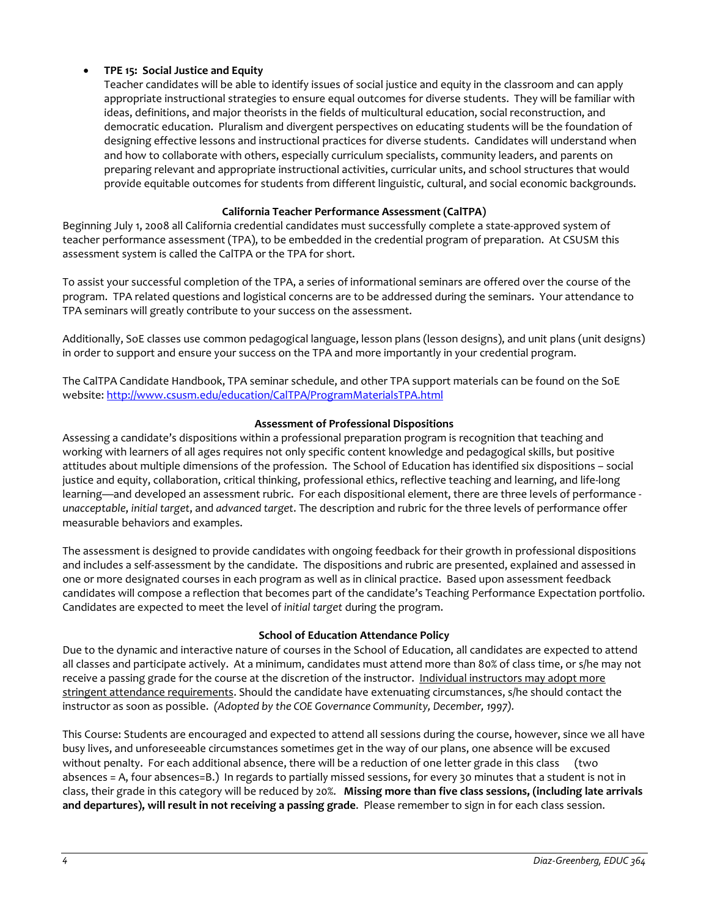- **TPE 15: Social Justice and Equity**
  Teacher candidates will be able to identify issues of social justice and equity in the classroom and can apply appropriate instructional strategies to ensure equal outcomes for diverse students. They will be familiar with ideas, definitions, and major theorists in the fields of multicultural education, social reconstruction, and democratic education. Pluralism and divergent perspectives on educating students will be the foundation of designing effective lessons and instructional practices for diverse students. Candidates will understand when and how to collaborate with others, especially curriculum specialists, community leaders, and parents on preparing relevant and appropriate instructional activities, curricular units, and school structures that would provide equitable outcomes for students from different linguistic, cultural, and social economic backgrounds.

### California Teacher Performance Assessment (CalTPA)

Beginning July 1, 2008 all California credential candidates must successfully complete a state-approved system of teacher performance assessment (TPA), to be embedded in the credential program of preparation. At CSUSM this assessment system is called the CalTPA or the TPA for short.

To assist your successful completion of the TPA, a series of informational seminars are offered over the course of the program. TPA related questions and logistical concerns are to be addressed during the seminars. Your attendance to TPA seminars will greatly contribute to your success on the assessment.

Additionally, SoE classes use common pedagogical language, lesson plans (lesson designs), and unit plans (unit designs) in order to support and ensure your success on the TPA and more importantly in your credential program.

The CalTPA Candidate Handbook, TPA seminar schedule, and other TPA support materials can be found on the SoE website: [http://www.csusm.edu/education/CalTPA/ProgramMaterialsTPA.html](http://www.csusm.edu/education/CalTPA/ProgramMaterialsTPA.html)

### Assessment of Professional Dispositions

Assessing a candidate's dispositions within a professional preparation program is recognition that teaching and working with learners of all ages requires not only specific content knowledge and pedagogical skills, but positive attitudes about multiple dimensions of the profession. The School of Education has identified six dispositions – social justice and equity, collaboration, critical thinking, professional ethics, reflective teaching and learning, and life-long learning—and developed an assessment rubric. For each dispositional element, there are three levels of performance - *unacceptable*, *initial target*, and *advanced target*. The description and rubric for the three levels of performance offer measurable behaviors and examples.

The assessment is designed to provide candidates with ongoing feedback for their growth in professional dispositions and includes a self-assessment by the candidate. The dispositions and rubric are presented, explained and assessed in one or more designated courses in each program as well as in clinical practice. Based upon assessment feedback candidates will compose a reflection that becomes part of the candidate's Teaching Performance Expectation portfolio. Candidates are expected to meet the level of *initial target* during the program.

### School of Education Attendance Policy

Due to the dynamic and interactive nature of courses in the School of Education, all candidates are expected to attend all classes and participate actively. At a minimum, candidates must attend more than 80% of class time, or s/he may not receive a passing grade for the course at the discretion of the instructor. Individual instructors may adopt more stringent attendance requirements. Should the candidate have extenuating circumstances, s/he should contact the instructor as soon as possible. *(Adopted by the COE Governance Community, December, 1997).*

This Course: Students are encouraged and expected to attend all sessions during the course, however, since we all have busy lives, and unforeseeable circumstances sometimes get in the way of our plans, one absence will be excused without penalty. For each additional absence, there will be a reduction of one letter grade in this class (two absences = A, four absences=B.) In regards to partially missed sessions, for every 30 minutes that a student is not in class, their grade in this category will be reduced by 20%. **Missing more than five class sessions, (including late arrivals and departures), will result in not receiving a passing grade**. Please remember to sign in for each class session.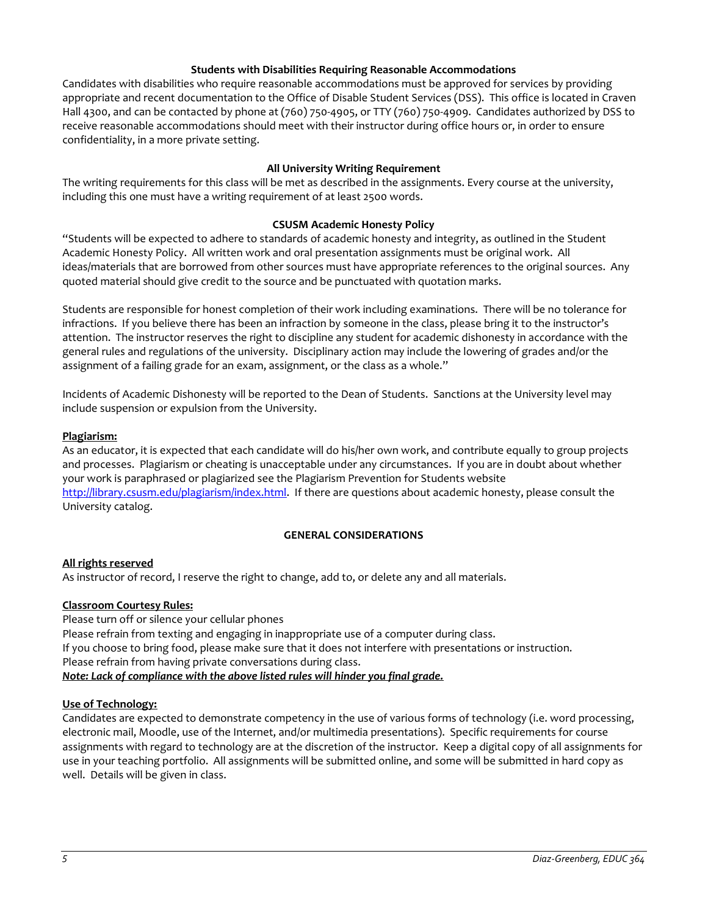### Students with Disabilities Requiring Reasonable Accommodations

Candidates with disabilities who require reasonable accommodations must be approved for services by providing appropriate and recent documentation to the Office of Disable Student Services (DSS). This office is located in Craven Hall 4300, and can be contacted by phone at (760) 750-4905, or TTY (760) 750-4909. Candidates authorized by DSS to receive reasonable accommodations should meet with their instructor during office hours or, in order to ensure confidentiality, in a more private setting.

### All University Writing Requirement

The writing requirements for this class will be met as described in the assignments. Every course at the university, including this one must have a writing requirement of at least 2500 words.

### CSUSM Academic Honesty Policy

"Students will be expected to adhere to standards of academic honesty and integrity, as outlined in the Student Academic Honesty Policy. All written work and oral presentation assignments must be original work. All ideas/materials that are borrowed from other sources must have appropriate references to the original sources. Any quoted material should give credit to the source and be punctuated with quotation marks.

Students are responsible for honest completion of their work including examinations. There will be no tolerance for infractions. If you believe there has been an infraction by someone in the class, please bring it to the instructor's attention. The instructor reserves the right to discipline any student for academic dishonesty in accordance with the general rules and regulations of the university. Disciplinary action may include the lowering of grades and/or the assignment of a failing grade for an exam, assignment, or the class as a whole."

Incidents of Academic Dishonesty will be reported to the Dean of Students. Sanctions at the University level may include suspension or expulsion from the University.

**Plagiarism:**

As an educator, it is expected that each candidate will do his/her own work, and contribute equally to group projects and processes. Plagiarism or cheating is unacceptable under any circumstances. If you are in doubt about whether your work is paraphrased or plagiarized see the Plagiarism Prevention for Students website http://library.csusm.edu/plagiarism/index.html. If there are questions about academic honesty, please consult the University catalog.

## GENERAL CONSIDERATIONS

**All rights reserved**

As instructor of record, I reserve the right to change, add to, or delete any and all materials.

**Classroom Courtesy Rules:**

Please turn off or silence your cellular phones
Please refrain from texting and engaging in inappropriate use of a computer during class.
If you choose to bring food, please make sure that it does not interfere with presentations or instruction.
Please refrain from having private conversations during class.
***Note: Lack of compliance with the above listed rules will hinder you final grade.***

**Use of Technology:**

Candidates are expected to demonstrate competency in the use of various forms of technology (i.e. word processing, electronic mail, Moodle, use of the Internet, and/or multimedia presentations). Specific requirements for course assignments with regard to technology are at the discretion of the instructor. Keep a digital copy of all assignments for use in your teaching portfolio. All assignments will be submitted online, and some will be submitted in hard copy as well. Details will be given in class.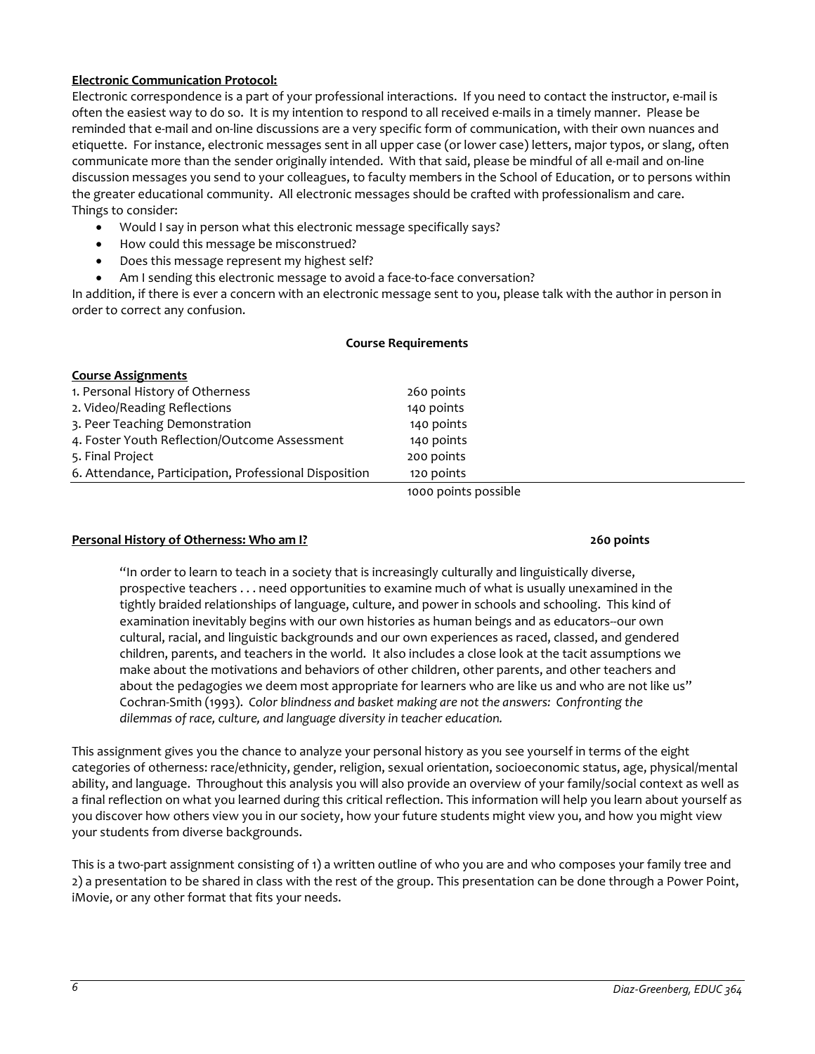**Electronic Communication Protocol:**

Electronic correspondence is a part of your professional interactions. If you need to contact the instructor, e-mail is often the easiest way to do so. It is my intention to respond to all received e-mails in a timely manner. Please be reminded that e-mail and on-line discussions are a very specific form of communication, with their own nuances and etiquette. For instance, electronic messages sent in all upper case (or lower case) letters, major typos, or slang, often communicate more than the sender originally intended. With that said, please be mindful of all e-mail and on-line discussion messages you send to your colleagues, to faculty members in the School of Education, or to persons within the greater educational community. All electronic messages should be crafted with professionalism and care. Things to consider:

- Would I say in person what this electronic message specifically says?
- How could this message be misconstrued?
- Does this message represent my highest self?
- Am I sending this electronic message to avoid a face-to-face conversation?

In addition, if there is ever a concern with an electronic message sent to you, please talk with the author in person in order to correct any confusion.

## Course Requirements

| **Course Assignments** | |
|---|---|
| 1. Personal History of Otherness | 260 points |
| 2. Video/Reading Reflections | 140 points |
| 3. Peer Teaching Demonstration | 140 points |
| 4. Foster Youth Reflection/Outcome Assessment | 140 points |
| 5. Final Project | 200 points |
| 6. Attendance, Participation, Professional Disposition | 120 points |
| | 1000 points possible |

**Personal History of Otherness: Who am I?** **260 points**

> "In order to learn to teach in a society that is increasingly culturally and linguistically diverse, prospective teachers . . . need opportunities to examine much of what is usually unexamined in the tightly braided relationships of language, culture, and power in schools and schooling. This kind of examination inevitably begins with our own histories as human beings and as educators--our own cultural, racial, and linguistic backgrounds and our own experiences as raced, classed, and gendered children, parents, and teachers in the world. It also includes a close look at the tacit assumptions we make about the motivations and behaviors of other children, other parents, and other teachers and about the pedagogies we deem most appropriate for learners who are like us and who are not like us" Cochran-Smith (1993). *Color blindness and basket making are not the answers: Confronting the dilemmas of race, culture, and language diversity in teacher education.*

This assignment gives you the chance to analyze your personal history as you see yourself in terms of the eight categories of otherness: race/ethnicity, gender, religion, sexual orientation, socioeconomic status, age, physical/mental ability, and language. Throughout this analysis you will also provide an overview of your family/social context as well as a final reflection on what you learned during this critical reflection. This information will help you learn about yourself as you discover how others view you in our society, how your future students might view you, and how you might view your students from diverse backgrounds.

This is a two-part assignment consisting of 1) a written outline of who you are and who composes your family tree and 2) a presentation to be shared in class with the rest of the group. This presentation can be done through a Power Point, iMovie, or any other format that fits your needs.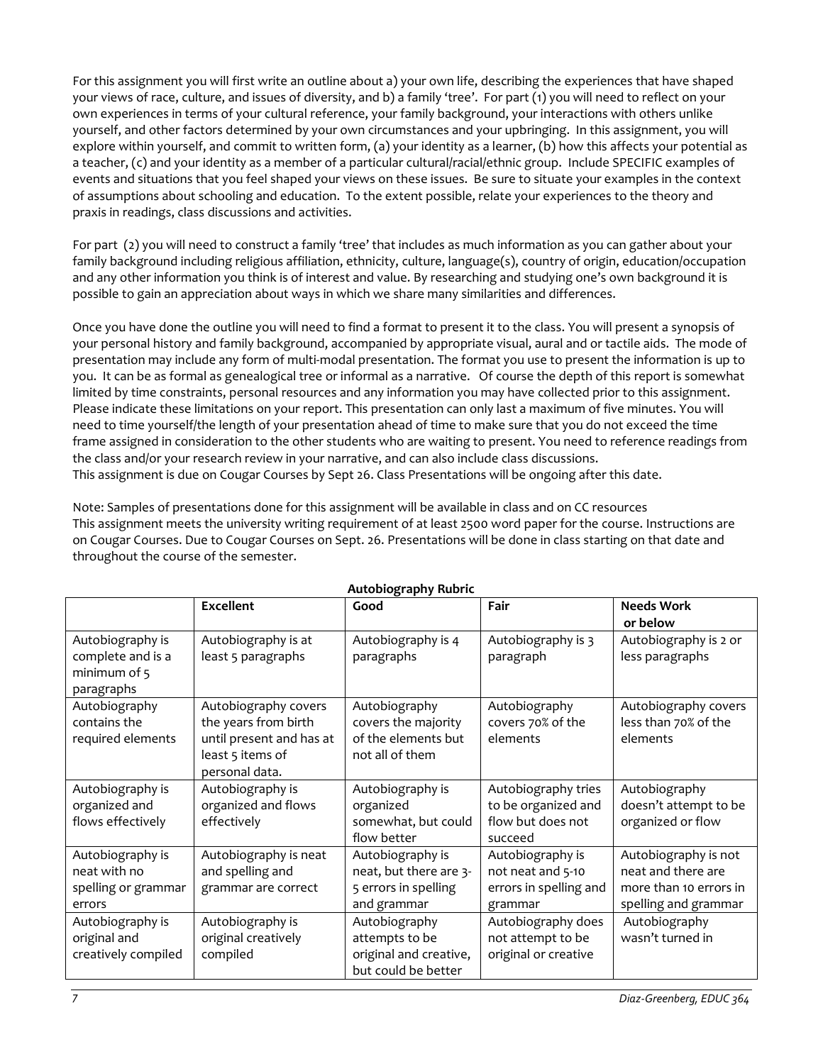For this assignment you will first write an outline about a) your own life, describing the experiences that have shaped your views of race, culture, and issues of diversity, and b) a family 'tree'. For part (1) you will need to reflect on your own experiences in terms of your cultural reference, your family background, your interactions with others unlike yourself, and other factors determined by your own circumstances and your upbringing. In this assignment, you will explore within yourself, and commit to written form, (a) your identity as a learner, (b) how this affects your potential as a teacher, (c) and your identity as a member of a particular cultural/racial/ethnic group. Include SPECIFIC examples of events and situations that you feel shaped your views on these issues. Be sure to situate your examples in the context of assumptions about schooling and education. To the extent possible, relate your experiences to the theory and praxis in readings, class discussions and activities.

For part (2) you will need to construct a family 'tree' that includes as much information as you can gather about your family background including religious affiliation, ethnicity, culture, language(s), country of origin, education/occupation and any other information you think is of interest and value. By researching and studying one's own background it is possible to gain an appreciation about ways in which we share many similarities and differences.

Once you have done the outline you will need to find a format to present it to the class. You will present a synopsis of your personal history and family background, accompanied by appropriate visual, aural and or tactile aids. The mode of presentation may include any form of multi-modal presentation. The format you use to present the information is up to you. It can be as formal as genealogical tree or informal as a narrative. Of course the depth of this report is somewhat limited by time constraints, personal resources and any information you may have collected prior to this assignment. Please indicate these limitations on your report. This presentation can only last a maximum of five minutes. You will need to time yourself/the length of your presentation ahead of time to make sure that you do not exceed the time frame assigned in consideration to the other students who are waiting to present. You need to reference readings from the class and/or your research review in your narrative, and can also include class discussions.
This assignment is due on Cougar Courses by Sept 26. Class Presentations will be ongoing after this date.

Note: Samples of presentations done for this assignment will be available in class and on CC resources
This assignment meets the university writing requirement of at least 2500 word paper for the course. Instructions are on Cougar Courses. Due to Cougar Courses on Sept. 26. Presentations will be done in class starting on that date and throughout the course of the semester.

**Autobiography Rubric**

| | **Excellent** | **Good** | **Fair** | **Needs Work or below** |
|---|---|---|---|---|
| Autobiography is complete and is a minimum of 5 paragraphs | Autobiography is at least 5 paragraphs | Autobiography is 4 paragraphs | Autobiography is 3 paragraph | Autobiography is 2 or less paragraphs |
| Autobiography contains the required elements | Autobiography covers the years from birth until present and has at least 5 items of personal data. | Autobiography covers the majority of the elements but not all of them | Autobiography covers 70% of the elements | Autobiography covers less than 70% of the elements |
| Autobiography is organized and flows effectively | Autobiography is organized and flows effectively | Autobiography is organized somewhat, but could flow better | Autobiography tries to be organized and flow but does not succeed | Autobiography doesn't attempt to be organized or flow |
| Autobiography is neat with no spelling or grammar errors | Autobiography is neat and spelling and grammar are correct | Autobiography is neat, but there are 3-5 errors in spelling and grammar | Autobiography is not neat and 5-10 errors in spelling and grammar | Autobiography is not neat and there are more than 10 errors in spelling and grammar |
| Autobiography is original and creatively compiled | Autobiography is original creatively compiled | Autobiography attempts to be original and creative, but could be better | Autobiography does not attempt to be original or creative | Autobiography wasn't turned in |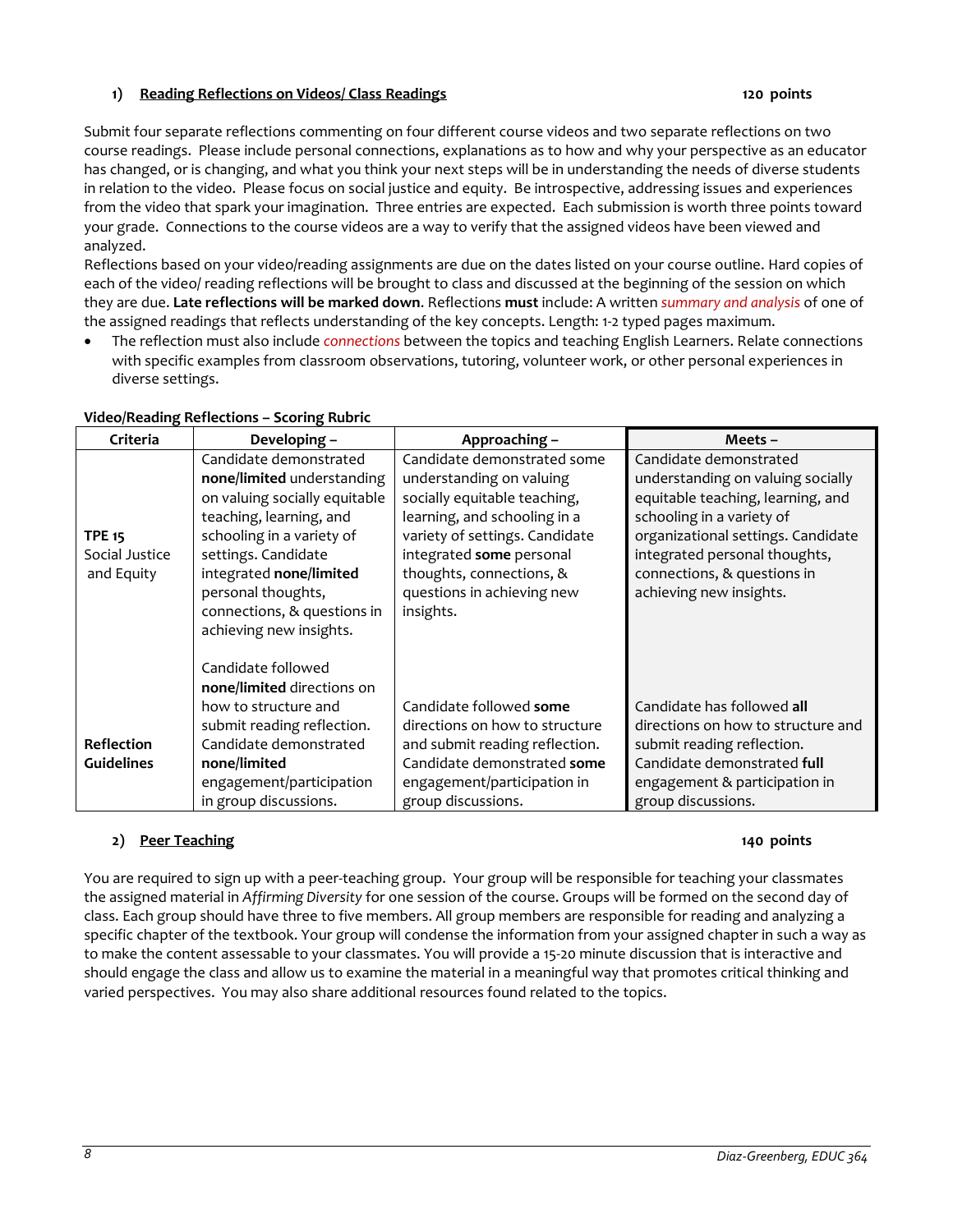### 1) Reading Reflections on Videos/ Class Readings 120 points

Submit four separate reflections commenting on four different course videos and two separate reflections on two course readings. Please include personal connections, explanations as to how and why your perspective as an educator has changed, or is changing, and what you think your next steps will be in understanding the needs of diverse students in relation to the video. Please focus on social justice and equity. Be introspective, addressing issues and experiences from the video that spark your imagination. Three entries are expected. Each submission is worth three points toward your grade. Connections to the course videos are a way to verify that the assigned videos have been viewed and analyzed.

Reflections based on your video/reading assignments are due on the dates listed on your course outline. Hard copies of each of the video/ reading reflections will be brought to class and discussed at the beginning of the session on which they are due. **Late reflections will be marked down**. Reflections **must** include: A written *summary and analysis* of one of the assigned readings that reflects understanding of the key concepts. Length: 1-2 typed pages maximum.

- The reflection must also include *connections* between the topics and teaching English Learners. Relate connections with specific examples from classroom observations, tutoring, volunteer work, or other personal experiences in diverse settings.

**Video/Reading Reflections – Scoring Rubric**

| Criteria | Developing – | Approaching – | Meets – |
|---|---|---|---|
| **TPE 15** Social Justice and Equity | Candidate demonstrated **none/limited** understanding on valuing socially equitable teaching, learning, and schooling in a variety of settings. Candidate integrated **none/limited** personal thoughts, connections, & questions in achieving new insights. | Candidate demonstrated some understanding on valuing socially equitable teaching, learning, and schooling in a variety of settings. Candidate integrated **some** personal thoughts, connections, & questions in achieving new insights. | Candidate demonstrated understanding on valuing socially equitable teaching, learning, and schooling in a variety of organizational settings. Candidate integrated personal thoughts, connections, & questions in achieving new insights. |
| **Reflection Guidelines** | Candidate followed **none/limited** directions on how to structure and submit reading reflection. Candidate demonstrated **none/limited** engagement/participation in group discussions. | Candidate followed **some** directions on how to structure and submit reading reflection. Candidate demonstrated **some** engagement/participation in group discussions. | Candidate has followed **all** directions on how to structure and submit reading reflection. Candidate demonstrated **full** engagement & participation in group discussions. |

### 2) Peer Teaching 140 points

You are required to sign up with a peer-teaching group. Your group will be responsible for teaching your classmates the assigned material in *Affirming Diversity* for one session of the course. Groups will be formed on the second day of class. Each group should have three to five members. All group members are responsible for reading and analyzing a specific chapter of the textbook. Your group will condense the information from your assigned chapter in such a way as to make the content assessable to your classmates. You will provide a 15-20 minute discussion that is interactive and should engage the class and allow us to examine the material in a meaningful way that promotes critical thinking and varied perspectives. You may also share additional resources found related to the topics.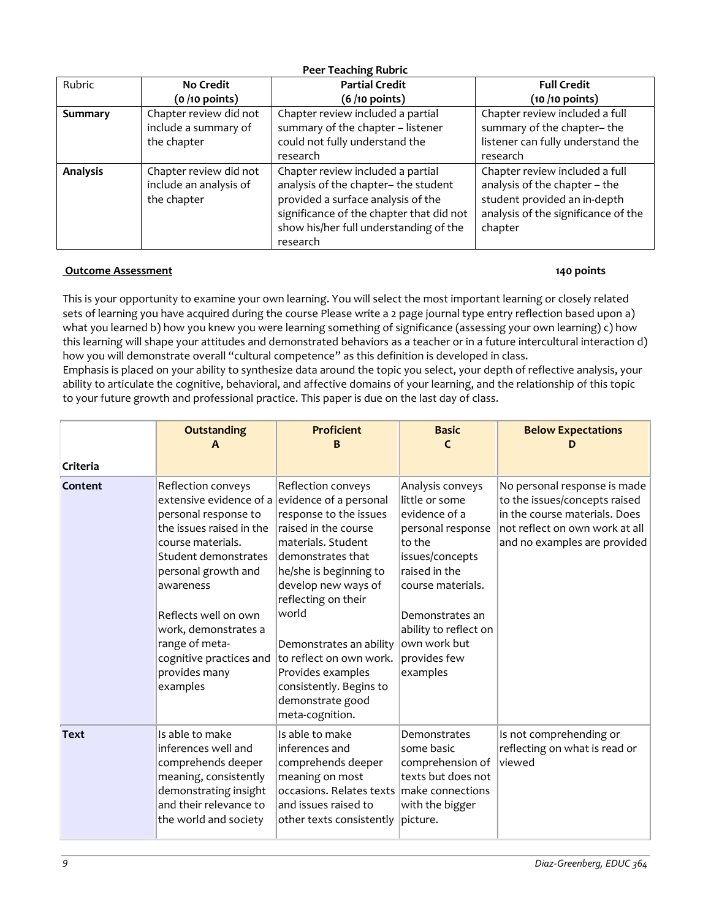**Peer Teaching Rubric**

| Rubric | No Credit (0 /10 points) | Partial Credit (6 /10 points) | Full Credit (10 /10 points) |
|---|---|---|---|
| **Summary** | Chapter review did not include a summary of the chapter | Chapter review included a partial summary of the chapter – listener could not fully understand the research | Chapter review included a full summary of the chapter– the listener can fully understand the research |
| **Analysis** | Chapter review did not include an analysis of the chapter | Chapter review included a partial analysis of the chapter– the student provided a surface analysis of the significance of the chapter that did not show his/her full understanding of the research | Chapter review included a full analysis of the chapter – the student provided an in-depth analysis of the significance of the chapter |

**Outcome Assessment** **140 points**

This is your opportunity to examine your own learning. You will select the most important learning or closely related sets of learning you have acquired during the course Please write a 2 page journal type entry reflection based upon a) what you learned b) how you knew you were learning something of significance (assessing your own learning) c) how this learning will shape your attitudes and demonstrated behaviors as a teacher or in a future intercultural interaction d) how you will demonstrate overall "cultural competence" as this definition is developed in class.
Emphasis is placed on your ability to synthesize data around the topic you select, your depth of reflective analysis, your ability to articulate the cognitive, behavioral, and affective domains of your learning, and the relationship of this topic to your future growth and professional practice. This paper is due on the last day of class.

| Criteria | Outstanding A | Proficient B | Basic C | Below Expectations D |
|---|---|---|---|---|
| **Content** | Reflection conveys extensive evidence of a personal response to the issues raised in the course materials. Student demonstrates personal growth and awareness<br><br>Reflects well on own work, demonstrates a range of meta-cognitive practices and provides many examples | Reflection conveys evidence of a personal response to the issues raised in the course materials. Student demonstrates that he/she is beginning to develop new ways of reflecting on their world<br><br>Demonstrates an ability to reflect on own work. Provides examples consistently. Begins to demonstrate good meta-cognition. | Analysis conveys little or some evidence of a personal response to the issues/concepts raised in the course materials.<br><br>Demonstrates an ability to reflect on own work but provides few examples | No personal response is made to the issues/concepts raised in the course materials. Does not reflect on own work at all and no examples are provided |
| **Text** | Is able to make inferences well and comprehends deeper meaning, consistently demonstrating insight and their relevance to the world and society | Is able to make inferences and comprehends deeper meaning on most occasions. Relates texts and issues raised to other texts consistently | Demonstrates some basic comprehension of texts but does not make connections with the bigger picture. | Is not comprehending or reflecting on what is read or viewed |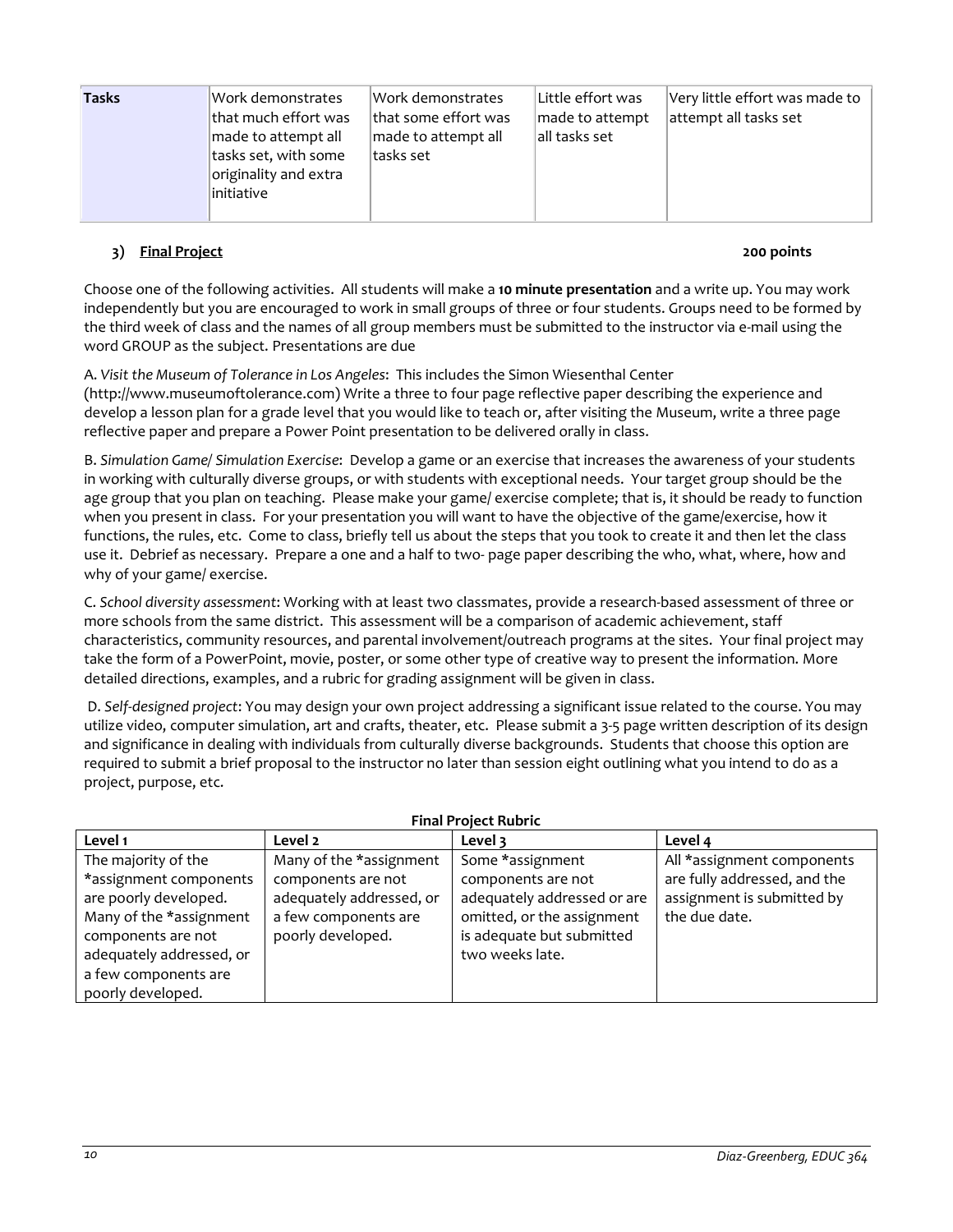| Tasks | Work demonstrates that much effort was made to attempt all tasks set, with some originality and extra initiative | Work demonstrates that some effort was made to attempt all tasks set | Little effort was made to attempt all tasks set | Very little effort was made to attempt all tasks set |
|---|---|---|---|---|

### 3) **Final Project** **200 points**

Choose one of the following activities. All students will make a **10 minute presentation** and a write up. You may work independently but you are encouraged to work in small groups of three or four students. Groups need to be formed by the third week of class and the names of all group members must be submitted to the instructor via e-mail using the word GROUP as the subject. Presentations are due

A. *Visit the Museum of Tolerance in Los Angeles*: This includes the Simon Wiesenthal Center (http://www.museumoftolerance.com) Write a three to four page reflective paper describing the experience and develop a lesson plan for a grade level that you would like to teach or, after visiting the Museum, write a three page reflective paper and prepare a Power Point presentation to be delivered orally in class.

B. *Simulation Game/ Simulation Exercise*: Develop a game or an exercise that increases the awareness of your students in working with culturally diverse groups, or with students with exceptional needs. Your target group should be the age group that you plan on teaching. Please make your game/ exercise complete; that is, it should be ready to function when you present in class. For your presentation you will want to have the objective of the game/exercise, how it functions, the rules, etc. Come to class, briefly tell us about the steps that you took to create it and then let the class use it. Debrief as necessary. Prepare a one and a half to two- page paper describing the who, what, where, how and why of your game/ exercise.

C. *School diversity assessment*: Working with at least two classmates, provide a research-based assessment of three or more schools from the same district. This assessment will be a comparison of academic achievement, staff characteristics, community resources, and parental involvement/outreach programs at the sites. Your final project may take the form of a PowerPoint, movie, poster, or some other type of creative way to present the information. More detailed directions, examples, and a rubric for grading assignment will be given in class.

D. *Self-designed project*: You may design your own project addressing a significant issue related to the course. You may utilize video, computer simulation, art and crafts, theater, etc. Please submit a 3-5 page written description of its design and significance in dealing with individuals from culturally diverse backgrounds. Students that choose this option are required to submit a brief proposal to the instructor no later than session eight outlining what you intend to do as a project, purpose, etc.

**Final Project Rubric**

| Level 1 | Level 2 | Level 3 | Level 4 |
|---|---|---|---|
| The majority of the *assignment components are poorly developed. Many of the *assignment components are not adequately addressed, or a few components are poorly developed. | Many of the *assignment components are not adequately addressed, or a few components are poorly developed. | Some *assignment components are not adequately addressed or are omitted, or the assignment is adequate but submitted two weeks late. | All *assignment components are fully addressed, and the assignment is submitted by the due date. |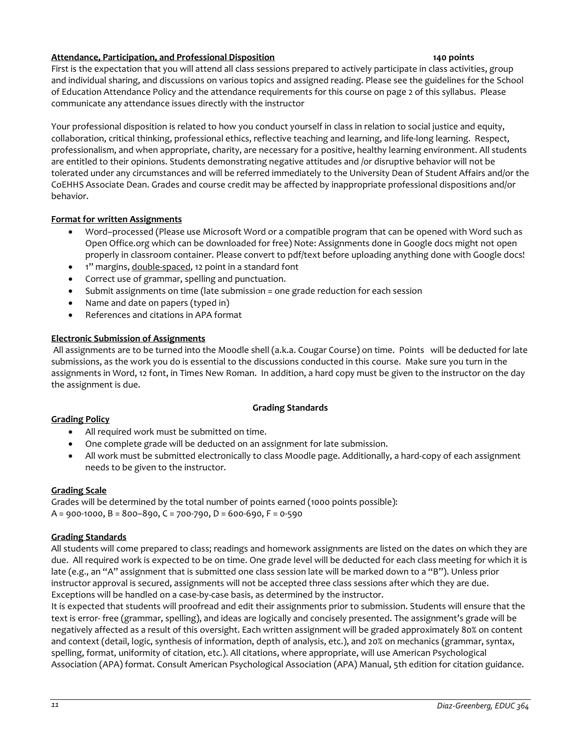**Attendance, Participation, and Professional Disposition** **140 points**

First is the expectation that you will attend all class sessions prepared to actively participate in class activities, group and individual sharing, and discussions on various topics and assigned reading. Please see the guidelines for the School of Education Attendance Policy and the attendance requirements for this course on page 2 of this syllabus. Please communicate any attendance issues directly with the instructor

Your professional disposition is related to how you conduct yourself in class in relation to social justice and equity, collaboration, critical thinking, professional ethics, reflective teaching and learning, and life-long learning. Respect, professionalism, and when appropriate, charity, are necessary for a positive, healthy learning environment. All students are entitled to their opinions. Students demonstrating negative attitudes and /or disruptive behavior will not be tolerated under any circumstances and will be referred immediately to the University Dean of Student Affairs and/or the CoEHHS Associate Dean. Grades and course credit may be affected by inappropriate professional dispositions and/or behavior.

**Format for written Assignments**

- Word–processed (Please use Microsoft Word or a compatible program that can be opened with Word such as Open Office.org which can be downloaded for free) Note: Assignments done in Google docs might not open properly in classroom container. Please convert to pdf/text before uploading anything done with Google docs!
- 1" margins, double-spaced, 12 point in a standard font
- Correct use of grammar, spelling and punctuation.
- Submit assignments on time (late submission = one grade reduction for each session
- Name and date on papers (typed in)
- References and citations in APA format

**Electronic Submission of Assignments**

All assignments are to be turned into the Moodle shell (a.k.a. Cougar Course) on time. Points will be deducted for late submissions, as the work you do is essential to the discussions conducted in this course. Make sure you turn in the assignments in Word, 12 font, in Times New Roman. In addition, a hard copy must be given to the instructor on the day the assignment is due.

## Grading Standards

**Grading Policy**

- All required work must be submitted on time.
- One complete grade will be deducted on an assignment for late submission.
- All work must be submitted electronically to class Moodle page. Additionally, a hard-copy of each assignment needs to be given to the instructor.

**Grading Scale**

Grades will be determined by the total number of points earned (1000 points possible):
A = 900-1000, B = 800–890, C = 700-790, D = 600-690, F = 0-590

**Grading Standards**

All students will come prepared to class; readings and homework assignments are listed on the dates on which they are due. All required work is expected to be on time. One grade level will be deducted for each class meeting for which it is late (e.g., an "A" assignment that is submitted one class session late will be marked down to a "B"). Unless prior instructor approval is secured, assignments will not be accepted three class sessions after which they are due. Exceptions will be handled on a case-by-case basis, as determined by the instructor.
It is expected that students will proofread and edit their assignments prior to submission. Students will ensure that the text is error- free (grammar, spelling), and ideas are logically and concisely presented. The assignment's grade will be negatively affected as a result of this oversight. Each written assignment will be graded approximately 80% on content and context (detail, logic, synthesis of information, depth of analysis, etc.), and 20% on mechanics (grammar, syntax, spelling, format, uniformity of citation, etc.). All citations, where appropriate, will use American Psychological Association (APA) format. Consult American Psychological Association (APA) Manual, 5th edition for citation guidance.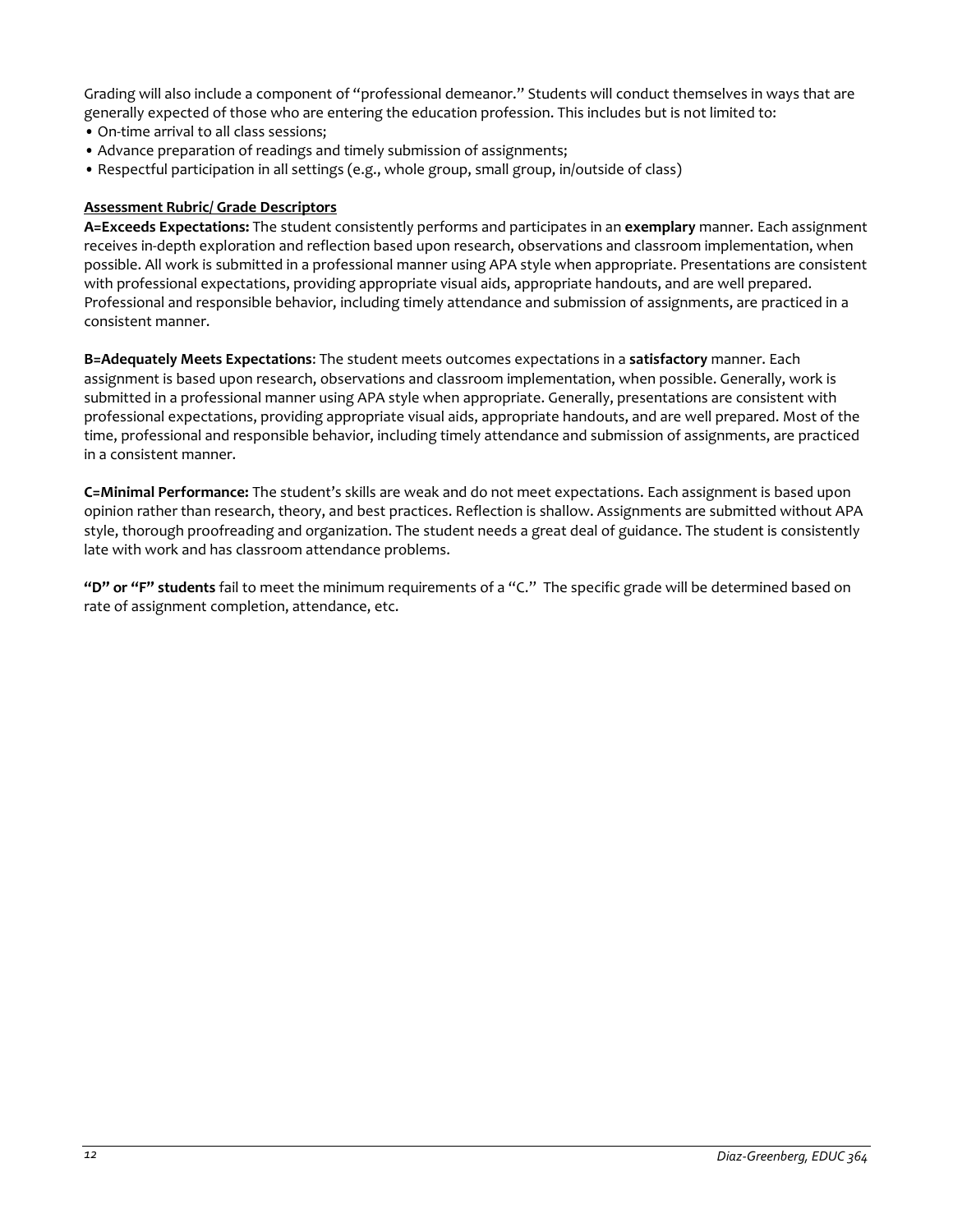Grading will also include a component of "professional demeanor." Students will conduct themselves in ways that are generally expected of those who are entering the education profession. This includes but is not limited to:

- On-time arrival to all class sessions;
- Advance preparation of readings and timely submission of assignments;
- Respectful participation in all settings (e.g., whole group, small group, in/outside of class)

**Assessment Rubric/ Grade Descriptors**

**A=Exceeds Expectations:** The student consistently performs and participates in an **exemplary** manner. Each assignment receives in-depth exploration and reflection based upon research, observations and classroom implementation, when possible. All work is submitted in a professional manner using APA style when appropriate. Presentations are consistent with professional expectations, providing appropriate visual aids, appropriate handouts, and are well prepared. Professional and responsible behavior, including timely attendance and submission of assignments, are practiced in a consistent manner.

**B=Adequately Meets Expectations**: The student meets outcomes expectations in a **satisfactory** manner. Each assignment is based upon research, observations and classroom implementation, when possible. Generally, work is submitted in a professional manner using APA style when appropriate. Generally, presentations are consistent with professional expectations, providing appropriate visual aids, appropriate handouts, and are well prepared. Most of the time, professional and responsible behavior, including timely attendance and submission of assignments, are practiced in a consistent manner.

**C=Minimal Performance:** The student's skills are weak and do not meet expectations. Each assignment is based upon opinion rather than research, theory, and best practices. Reflection is shallow. Assignments are submitted without APA style, thorough proofreading and organization. The student needs a great deal of guidance. The student is consistently late with work and has classroom attendance problems.

**"D" or "F" students** fail to meet the minimum requirements of a "C." The specific grade will be determined based on rate of assignment completion, attendance, etc.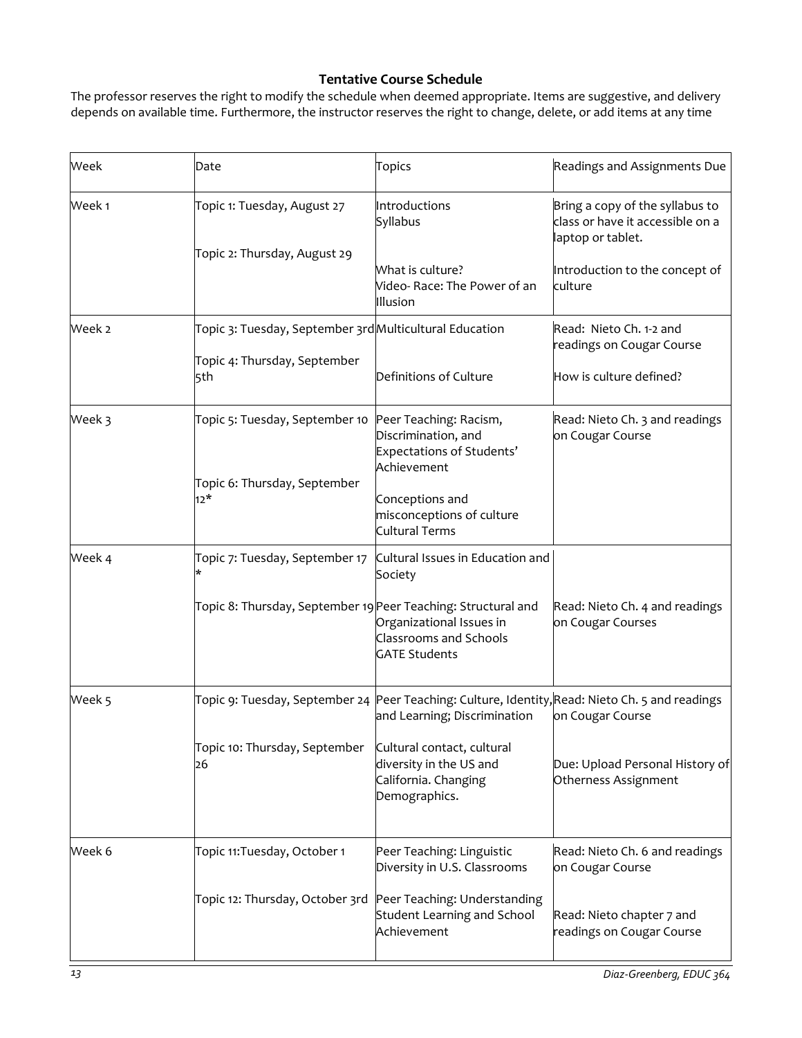## Tentative Course Schedule

The professor reserves the right to modify the schedule when deemed appropriate. Items are suggestive, and delivery depends on available time. Furthermore, the instructor reserves the right to change, delete, or add items at any time

| Week | Date | Topics | Readings and Assignments Due |
|---|---|---|---|
| Week 1 | Topic 1: Tuesday, August 27<br><br>Topic 2: Thursday, August 29 | Introductions<br>Syllabus<br><br>What is culture?<br>Video- Race: The Power of an Illusion | Bring a copy of the syllabus to class or have it accessible on a laptop or tablet.<br><br>Introduction to the concept of culture |
| Week 2 | Topic 3: Tuesday, September 3rd<br><br>Topic 4: Thursday, September 5th | Multicultural Education<br><br>Definitions of Culture | Read: Nieto Ch. 1-2 and readings on Cougar Course<br><br>How is culture defined? |
| Week 3 | Topic 5: Tuesday, September 10<br><br>Topic 6: Thursday, September 12* | Peer Teaching: Racism, Discrimination, and Expectations of Students' Achievement<br><br>Conceptions and misconceptions of culture<br>Cultural Terms | Read: Nieto Ch. 3 and readings on Cougar Course |
| Week 4 | Topic 7: Tuesday, September 17 *<br><br>Topic 8: Thursday, September 19 | Cultural Issues in Education and Society<br><br>Peer Teaching: Structural and Organizational Issues in Classrooms and Schools<br>GATE Students | <br><br>Read: Nieto Ch. 4 and readings on Cougar Courses |
| Week 5 | Topic 9: Tuesday, September 24<br><br>Topic 10: Thursday, September 26 | Peer Teaching: Culture, Identity, and Learning; Discrimination<br><br>Cultural contact, cultural diversity in the US and California. Changing Demographics. | Read: Nieto Ch. 5 and readings on Cougar Course<br><br>Due: Upload Personal History of Otherness Assignment |
| Week 6 | Topic 11:Tuesday, October 1<br><br>Topic 12: Thursday, October 3rd | Peer Teaching: Linguistic Diversity in U.S. Classrooms<br><br>Peer Teaching: Understanding Student Learning and School Achievement | Read: Nieto Ch. 6 and readings on Cougar Course<br><br>Read: Nieto chapter 7 and readings on Cougar Course |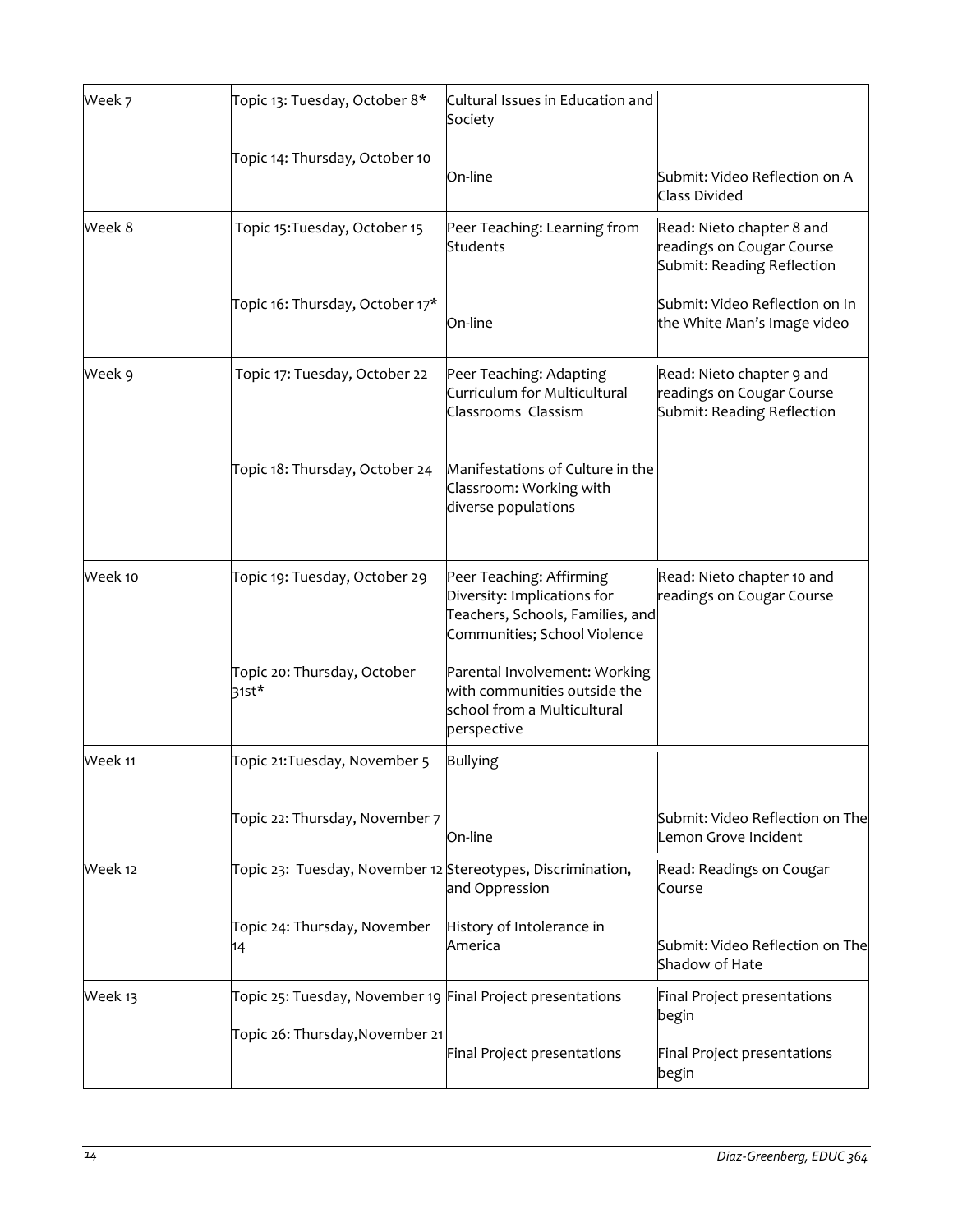| | | | |
|---|---|---|---|
| Week 7 | Topic 13: Tuesday, October 8* | Cultural Issues in Education and Society | |
| | Topic 14: Thursday, October 10 | On-line | Submit: Video Reflection on A Class Divided |
| Week 8 | Topic 15:Tuesday, October 15 | Peer Teaching: Learning from Students | Read: Nieto chapter 8 and readings on Cougar Course Submit: Reading Reflection |
| | Topic 16: Thursday, October 17* | On-line | Submit: Video Reflection on In the White Man's Image video |
| Week 9 | Topic 17: Tuesday, October 22 | Peer Teaching: Adapting Curriculum for Multicultural Classrooms Classism | Read: Nieto chapter 9 and readings on Cougar Course Submit: Reading Reflection |
| | Topic 18: Thursday, October 24 | Manifestations of Culture in the Classroom: Working with diverse populations | |
| Week 10 | Topic 19: Tuesday, October 29 | Peer Teaching: Affirming Diversity: Implications for Teachers, Schools, Families, and Communities; School Violence | Read: Nieto chapter 10 and readings on Cougar Course |
| | Topic 20: Thursday, October 31st* | Parental Involvement: Working with communities outside the school from a Multicultural perspective | |
| Week 11 | Topic 21:Tuesday, November 5 | Bullying | |
| | Topic 22: Thursday, November 7 | On-line | Submit: Video Reflection on The Lemon Grove Incident |
| Week 12 | Topic 23: Tuesday, November 12 | Stereotypes, Discrimination, and Oppression | Read: Readings on Cougar Course |
| | Topic 24: Thursday, November 14 | History of Intolerance in America | Submit: Video Reflection on The Shadow of Hate |
| Week 13 | Topic 25: Tuesday, November 19 | Final Project presentations | Final Project presentations begin |
| | Topic 26: Thursday,November 21 | Final Project presentations | Final Project presentations begin |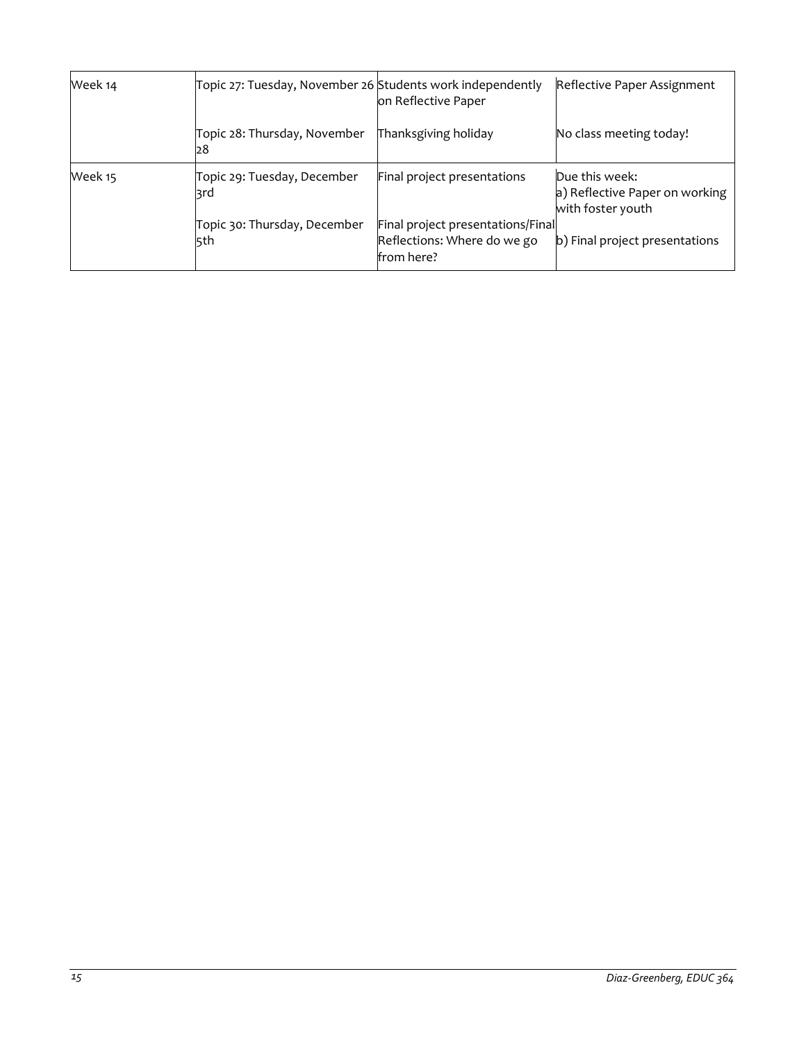| Week 14 | Topic 27: Tuesday, November 26 | Students work independently on Reflective Paper | Reflective Paper Assignment |
|---|---|---|---|
| | Topic 28: Thursday, November 28 | Thanksgiving holiday | No class meeting today! |
| Week 15 | Topic 29: Tuesday, December 3rd | Final project presentations | Due this week:<br>a) Reflective Paper on working with foster youth |
| | Topic 30: Thursday, December 5th | Final project presentations/Final Reflections: Where do we go from here? | b) Final project presentations |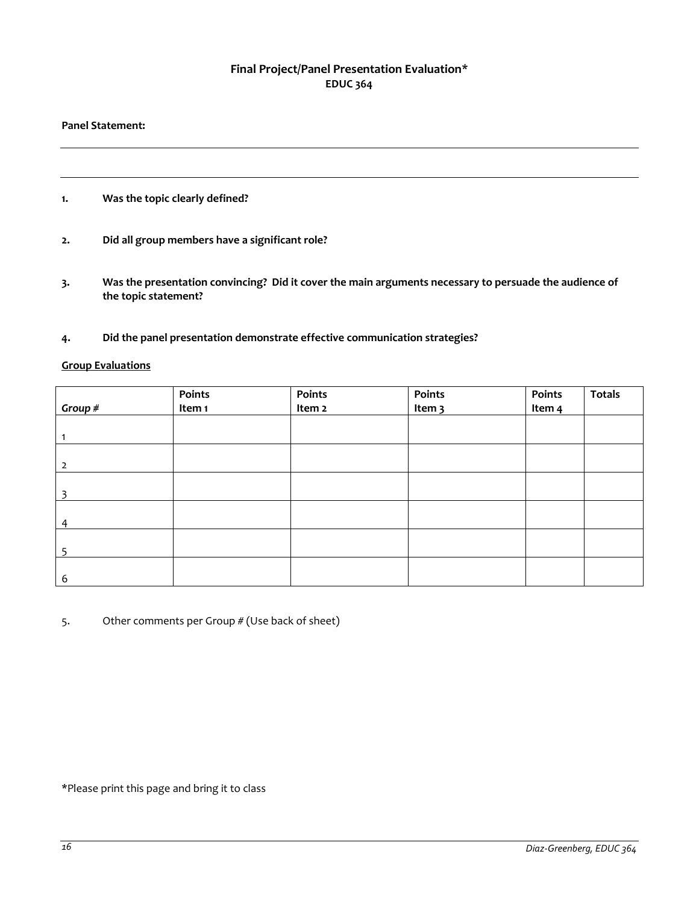## Final Project/Panel Presentation Evaluation*

**EDUC 364**

**Panel Statement:**

---

---

**1. Was the topic clearly defined?**

**2. Did all group members have a significant role?**

**3. Was the presentation convincing? Did it cover the main arguments necessary to persuade the audience of the topic statement?**

**4. Did the panel presentation demonstrate effective communication strategies?**

**<u>Group Evaluations</u>**

| *Group #* | **Points Item 1** | **Points Item 2** | **Points Item 3** | **Points Item 4** | **Totals** |
|---|---|---|---|---|---|
| 1 | | | | | |
| 2 | | | | | |
| 3 | | | | | |
| 4 | | | | | |
| 5 | | | | | |
| 6 | | | | | |

5. Other comments per Group # (Use back of sheet)

**\***Please print this page and bring it to class